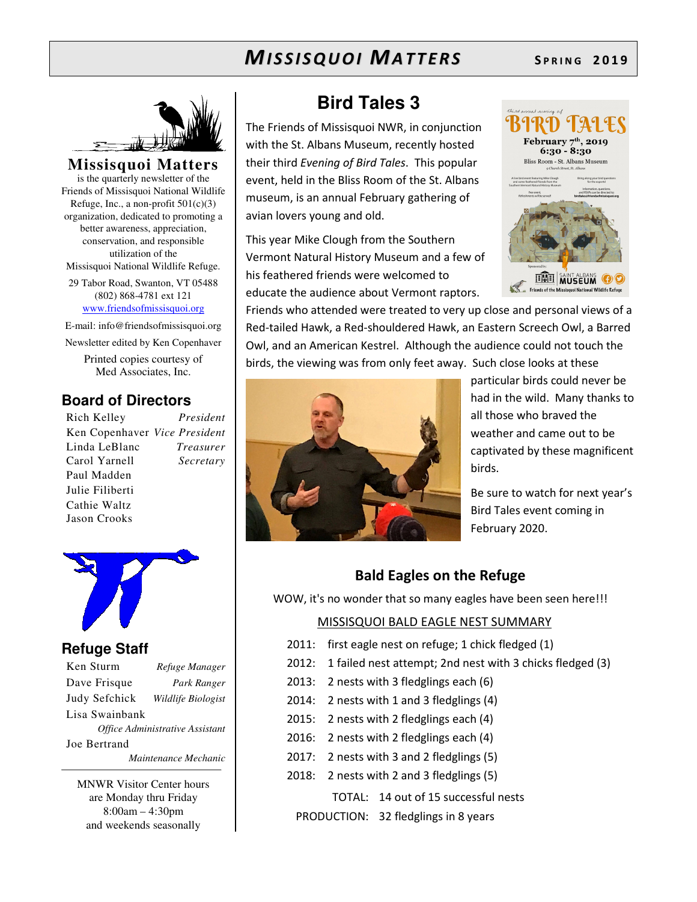# MISSISQUOI MATTERS

**SPRING 2019**

**Missisquoi Matters** is the quarterly newsletter of the Friends of Missisquoi National Wildlife Refuge, Inc., a non-profit 501(c)(3) organization, dedicated to promoting a better awareness, appreciation, conservation, and responsible utilization of the Missisquoi National Wildlife Refuge.

29 Tabor Road, Swanton, VT 05488
(802) 868-4781 ext 121
www.friendsofmissisquoi.org

E-mail: info@friendsofmissisquoi.org

Newsletter edited by Ken Copenhaver

Printed copies courtesy of Med Associates, Inc.

## Board of Directors

| | |
|---|---|
| Rich Kelley | *President* |
| Ken Copenhaver | *Vice President* |
| Linda LeBlanc | *Treasurer* |
| Carol Yarnell | *Secretary* |
| Paul Madden | |
| Julie Filiberti | |
| Cathie Waltz | |
| Jason Crooks | |

## Refuge Staff

| | |
|---|---|
| Ken Sturm | *Refuge Manager* |
| Dave Frisque | *Park Ranger* |
| Judy Sefchick | *Wildlife Biologist* |
| Lisa Swainbank | *Office Administrative Assistant* |
| Joe Bertrand | *Maintenance Mechanic* |

MNWR Visitor Center hours are Monday thru Friday 8:00am – 4:30pm and weekends seasonally

## Bird Tales 3

The Friends of Missisquoi NWR, in conjunction with the St. Albans Museum, recently hosted their third *Evening of Bird Tales*. This popular event, held in the Bliss Room of the St. Albans museum, is an annual February gathering of avian lovers young and old.

This year Mike Clough from the Southern Vermont Natural History Museum and a few of his feathered friends were welcomed to educate the audience about Vermont raptors. Friends who attended were treated to very up close and personal views of a Red-tailed Hawk, a Red-shouldered Hawk, an Eastern Screech Owl, a Barred Owl, and an American Kestrel. Although the audience could not touch the birds, the viewing was from only feet away. Such close looks at these particular birds could never be had in the wild. Many thanks to all those who braved the weather and came out to be captivated by these magnificent birds.

Be sure to watch for next year's Bird Tales event coming in February 2020.

### Bald Eagles on the Refuge

WOW, it's no wonder that so many eagles have been seen here!!!

MISSISQUOI BALD EAGLE NEST SUMMARY

- 2011: first eagle nest on refuge; 1 chick fledged (1)
- 2012: 1 failed nest attempt; 2nd nest with 3 chicks fledged (3)
- 2013: 2 nests with 3 fledglings each (6)
- 2014: 2 nests with 1 and 3 fledglings (4)
- 2015: 2 nests with 2 fledglings each (4)
- 2016: 2 nests with 2 fledglings each (4)
- 2017: 2 nests with 3 and 2 fledglings (5)
- 2018: 2 nests with 2 and 3 fledglings (5)

TOTAL: 14 out of 15 successful nests

PRODUCTION: 32 fledglings in 8 years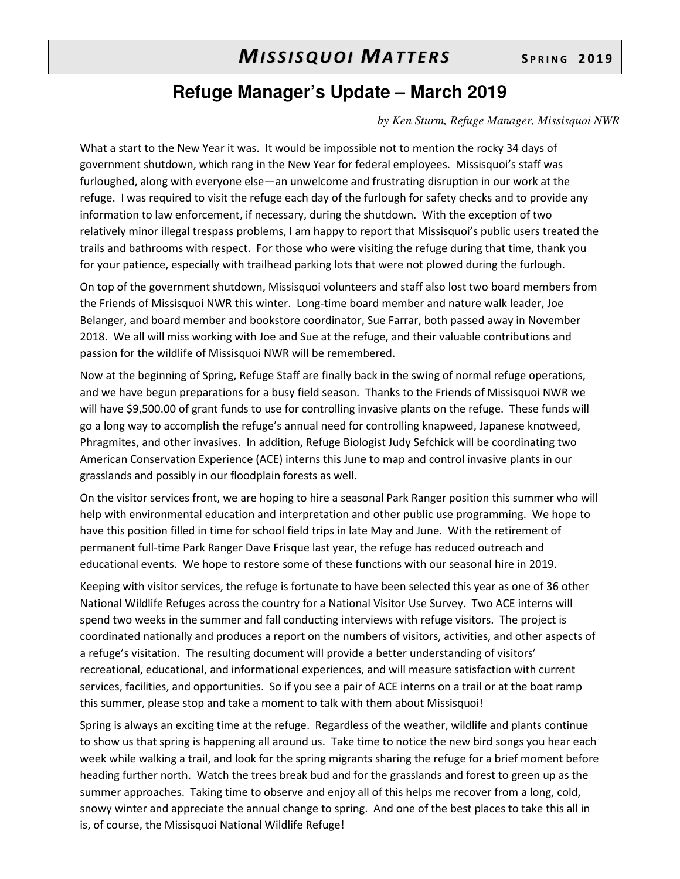## Refuge Manager's Update – March 2019

*by Ken Sturm, Refuge Manager, Missisquoi NWR*

What a start to the New Year it was. It would be impossible not to mention the rocky 34 days of government shutdown, which rang in the New Year for federal employees. Missisquoi's staff was furloughed, along with everyone else—an unwelcome and frustrating disruption in our work at the refuge. I was required to visit the refuge each day of the furlough for safety checks and to provide any information to law enforcement, if necessary, during the shutdown. With the exception of two relatively minor illegal trespass problems, I am happy to report that Missisquoi's public users treated the trails and bathrooms with respect. For those who were visiting the refuge during that time, thank you for your patience, especially with trailhead parking lots that were not plowed during the furlough.

On top of the government shutdown, Missisquoi volunteers and staff also lost two board members from the Friends of Missisquoi NWR this winter. Long-time board member and nature walk leader, Joe Belanger, and board member and bookstore coordinator, Sue Farrar, both passed away in November 2018. We all will miss working with Joe and Sue at the refuge, and their valuable contributions and passion for the wildlife of Missisquoi NWR will be remembered.

Now at the beginning of Spring, Refuge Staff are finally back in the swing of normal refuge operations, and we have begun preparations for a busy field season. Thanks to the Friends of Missisquoi NWR we will have $9,500.00 of grant funds to use for controlling invasive plants on the refuge. These funds will go a long way to accomplish the refuge's annual need for controlling knapweed, Japanese knotweed, Phragmites, and other invasives. In addition, Refuge Biologist Judy Sefchick will be coordinating two American Conservation Experience (ACE) interns this June to map and control invasive plants in our grasslands and possibly in our floodplain forests as well.

On the visitor services front, we are hoping to hire a seasonal Park Ranger position this summer who will help with environmental education and interpretation and other public use programming. We hope to have this position filled in time for school field trips in late May and June. With the retirement of permanent full-time Park Ranger Dave Frisque last year, the refuge has reduced outreach and educational events. We hope to restore some of these functions with our seasonal hire in 2019.

Keeping with visitor services, the refuge is fortunate to have been selected this year as one of 36 other National Wildlife Refuges across the country for a National Visitor Use Survey. Two ACE interns will spend two weeks in the summer and fall conducting interviews with refuge visitors. The project is coordinated nationally and produces a report on the numbers of visitors, activities, and other aspects of a refuge's visitation. The resulting document will provide a better understanding of visitors' recreational, educational, and informational experiences, and will measure satisfaction with current services, facilities, and opportunities. So if you see a pair of ACE interns on a trail or at the boat ramp this summer, please stop and take a moment to talk with them about Missisquoi!

Spring is always an exciting time at the refuge. Regardless of the weather, wildlife and plants continue to show us that spring is happening all around us. Take time to notice the new bird songs you hear each week while walking a trail, and look for the spring migrants sharing the refuge for a brief moment before heading further north. Watch the trees break bud and for the grasslands and forest to green up as the summer approaches. Taking time to observe and enjoy all of this helps me recover from a long, cold, snowy winter and appreciate the annual change to spring. And one of the best places to take this all in is, of course, the Missisquoi National Wildlife Refuge!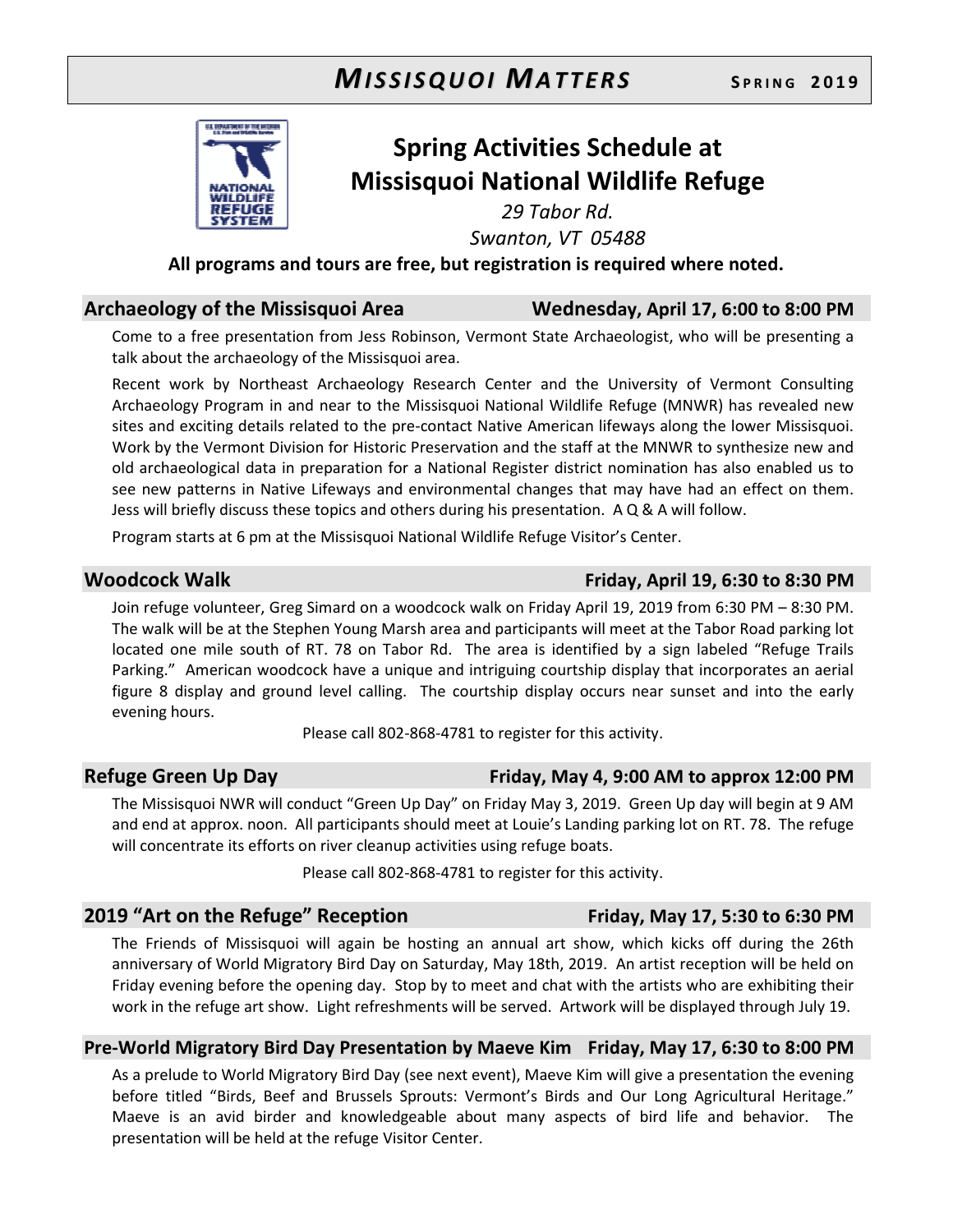# *MISSISQUOI MATTERS* SPRING 2019

## Spring Activities Schedule at Missisquoi National Wildlife Refuge

*29 Tabor Rd.*
*Swanton, VT 05488*

**All programs and tours are free, but registration is required where noted.**

### Archaeology of the Missisquoi Area — Wednesday, April 17, 6:00 to 8:00 PM

Come to a free presentation from Jess Robinson, Vermont State Archaeologist, who will be presenting a talk about the archaeology of the Missisquoi area.

Recent work by Northeast Archaeology Research Center and the University of Vermont Consulting Archaeology Program in and near to the Missisquoi National Wildlife Refuge (MNWR) has revealed new sites and exciting details related to the pre-contact Native American lifeways along the lower Missisquoi. Work by the Vermont Division for Historic Preservation and the staff at the MNWR to synthesize new and old archaeological data in preparation for a National Register district nomination has also enabled us to see new patterns in Native Lifeways and environmental changes that may have had an effect on them. Jess will briefly discuss these topics and others during his presentation. A Q & A will follow.

Program starts at 6 pm at the Missisquoi National Wildlife Refuge Visitor's Center.

### Woodcock Walk — Friday, April 19, 6:30 to 8:30 PM

Join refuge volunteer, Greg Simard on a woodcock walk on Friday April 19, 2019 from 6:30 PM – 8:30 PM. The walk will be at the Stephen Young Marsh area and participants will meet at the Tabor Road parking lot located one mile south of RT. 78 on Tabor Rd. The area is identified by a sign labeled "Refuge Trails Parking." American woodcock have a unique and intriguing courtship display that incorporates an aerial figure 8 display and ground level calling. The courtship display occurs near sunset and into the early evening hours.

Please call 802-868-4781 to register for this activity.

### Refuge Green Up Day — Friday, May 4, 9:00 AM to approx 12:00 PM

The Missisquoi NWR will conduct "Green Up Day" on Friday May 3, 2019. Green Up day will begin at 9 AM and end at approx. noon. All participants should meet at Louie's Landing parking lot on RT. 78. The refuge will concentrate its efforts on river cleanup activities using refuge boats.

Please call 802-868-4781 to register for this activity.

### 2019 "Art on the Refuge" Reception — Friday, May 17, 5:30 to 6:30 PM

The Friends of Missisquoi will again be hosting an annual art show, which kicks off during the 26th anniversary of World Migratory Bird Day on Saturday, May 18th, 2019. An artist reception will be held on Friday evening before the opening day. Stop by to meet and chat with the artists who are exhibiting their work in the refuge art show. Light refreshments will be served. Artwork will be displayed through July 19.

### Pre-World Migratory Bird Day Presentation by Maeve Kim — Friday, May 17, 6:30 to 8:00 PM

As a prelude to World Migratory Bird Day (see next event), Maeve Kim will give a presentation the evening before titled "Birds, Beef and Brussels Sprouts: Vermont's Birds and Our Long Agricultural Heritage." Maeve is an avid birder and knowledgeable about many aspects of bird life and behavior. The presentation will be held at the refuge Visitor Center.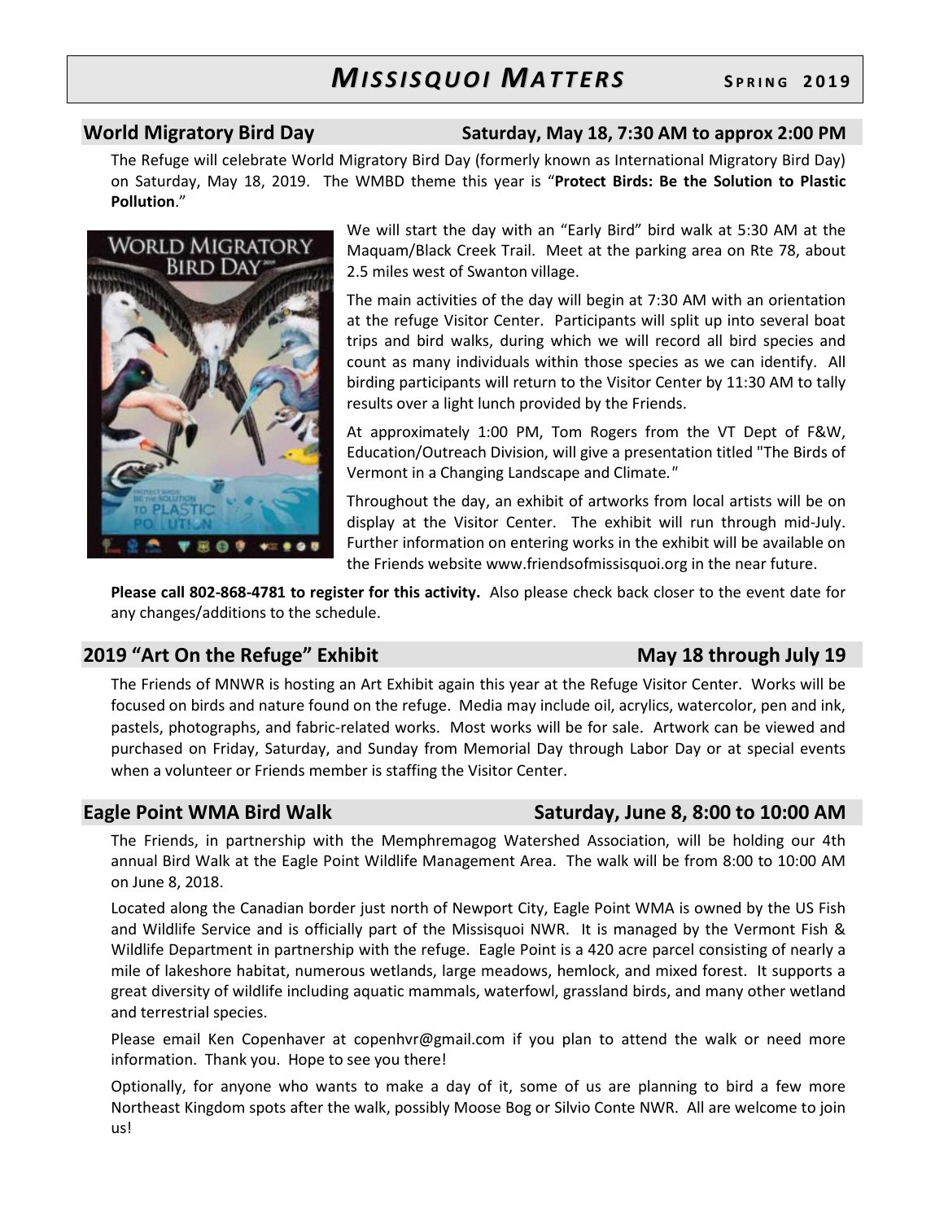# MISSISQUOI MATTERS — SPRING 2019

## World Migratory Bird Day — Saturday, May 18, 7:30 AM to approx 2:00 PM

The Refuge will celebrate World Migratory Bird Day (formerly known as International Migratory Bird Day) on Saturday, May 18, 2019. The WMBD theme this year is "**Protect Birds: Be the Solution to Plastic Pollution**."

We will start the day with an "Early Bird" bird walk at 5:30 AM at the Maquam/Black Creek Trail. Meet at the parking area on Rte 78, about 2.5 miles west of Swanton village.

The main activities of the day will begin at 7:30 AM with an orientation at the refuge Visitor Center. Participants will split up into several boat trips and bird walks, during which we will record all bird species and count as many individuals within those species as we can identify. All birding participants will return to the Visitor Center by 11:30 AM to tally results over a light lunch provided by the Friends.

At approximately 1:00 PM, Tom Rogers from the VT Dept of F&W, Education/Outreach Division, will give a presentation titled "The Birds of Vermont in a Changing Landscape and Climate."

Throughout the day, an exhibit of artworks from local artists will be on display at the Visitor Center. The exhibit will run through mid-July. Further information on entering works in the exhibit will be available on the Friends website www.friendsofmissisquoi.org in the near future.

**Please call 802-868-4781 to register for this activity.** Also please check back closer to the event date for any changes/additions to the schedule.

## 2019 "Art On the Refuge" Exhibit — May 18 through July 19

The Friends of MNWR is hosting an Art Exhibit again this year at the Refuge Visitor Center. Works will be focused on birds and nature found on the refuge. Media may include oil, acrylics, watercolor, pen and ink, pastels, photographs, and fabric-related works. Most works will be for sale. Artwork can be viewed and purchased on Friday, Saturday, and Sunday from Memorial Day through Labor Day or at special events when a volunteer or Friends member is staffing the Visitor Center.

## Eagle Point WMA Bird Walk — Saturday, June 8, 8:00 to 10:00 AM

The Friends, in partnership with the Memphremagog Watershed Association, will be holding our 4th annual Bird Walk at the Eagle Point Wildlife Management Area. The walk will be from 8:00 to 10:00 AM on June 8, 2018.

Located along the Canadian border just north of Newport City, Eagle Point WMA is owned by the US Fish and Wildlife Service and is officially part of the Missisquoi NWR. It is managed by the Vermont Fish & Wildlife Department in partnership with the refuge. Eagle Point is a 420 acre parcel consisting of nearly a mile of lakeshore habitat, numerous wetlands, large meadows, hemlock, and mixed forest. It supports a great diversity of wildlife including aquatic mammals, waterfowl, grassland birds, and many other wetland and terrestrial species.

Please email Ken Copenhaver at copenhvr@gmail.com if you plan to attend the walk or need more information. Thank you. Hope to see you there!

Optionally, for anyone who wants to make a day of it, some of us are planning to bird a few more Northeast Kingdom spots after the walk, possibly Moose Bog or Silvio Conte NWR. All are welcome to join us!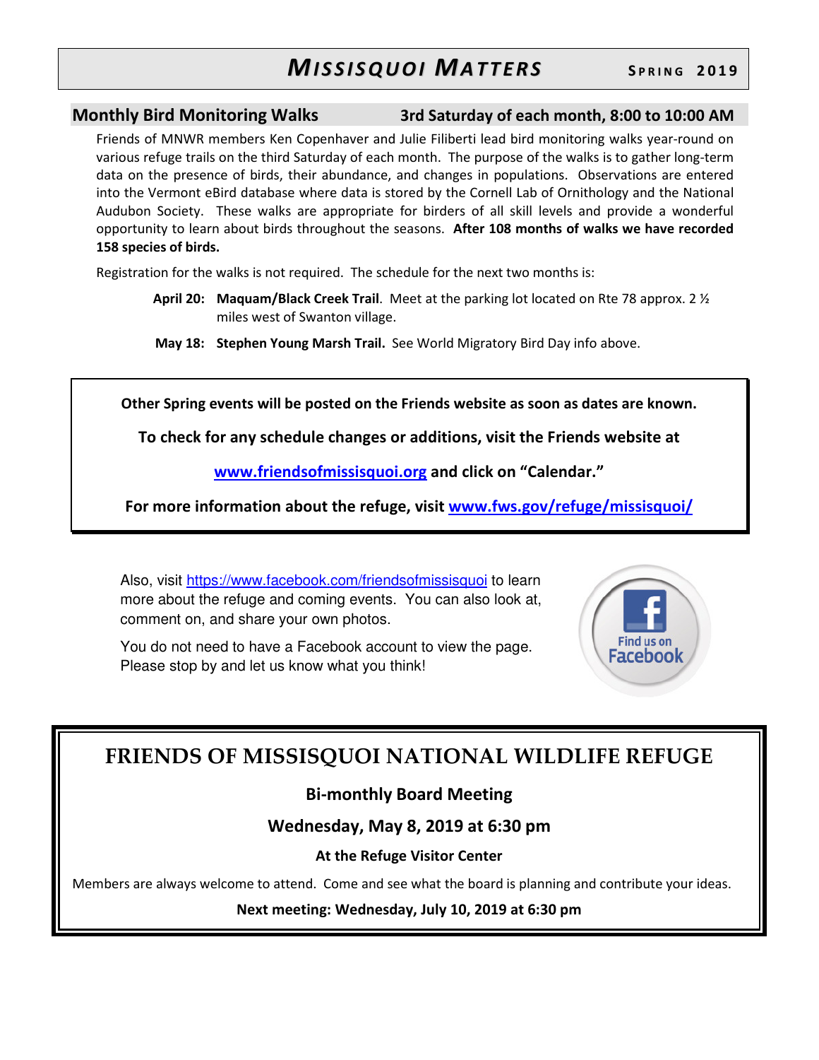## Monthly Bird Monitoring Walks — 3rd Saturday of each month, 8:00 to 10:00 AM

Friends of MNWR members Ken Copenhaver and Julie Filiberti lead bird monitoring walks year-round on various refuge trails on the third Saturday of each month. The purpose of the walks is to gather long-term data on the presence of birds, their abundance, and changes in populations. Observations are entered into the Vermont eBird database where data is stored by the Cornell Lab of Ornithology and the National Audubon Society. These walks are appropriate for birders of all skill levels and provide a wonderful opportunity to learn about birds throughout the seasons. **After 108 months of walks we have recorded 158 species of birds.**

Registration for the walks is not required. The schedule for the next two months is:

**April 20:** **Maquam/Black Creek Trail**. Meet at the parking lot located on Rte 78 approx. 2 ½ miles west of Swanton village.

**May 18:** **Stephen Young Marsh Trail.** See World Migratory Bird Day info above.

---

**Other Spring events will be posted on the Friends website as soon as dates are known.**

**To check for any schedule changes or additions, visit the Friends website at**

**www.friendsofmissisquoi.org and click on "Calendar."**

**For more information about the refuge, visit www.fws.gov/refuge/missisquoi/**

---

Also, visit https://www.facebook.com/friendsofmissisquoi to learn more about the refuge and coming events. You can also look at, comment on, and share your own photos.

You do not need to have a Facebook account to view the page. Please stop by and let us know what you think!

Find us on Facebook

---

## FRIENDS OF MISSISQUOI NATIONAL WILDLIFE REFUGE

**Bi-monthly Board Meeting**

**Wednesday, May 8, 2019 at 6:30 pm**

**At the Refuge Visitor Center**

Members are always welcome to attend. Come and see what the board is planning and contribute your ideas.

**Next meeting: Wednesday, July 10, 2019 at 6:30 pm**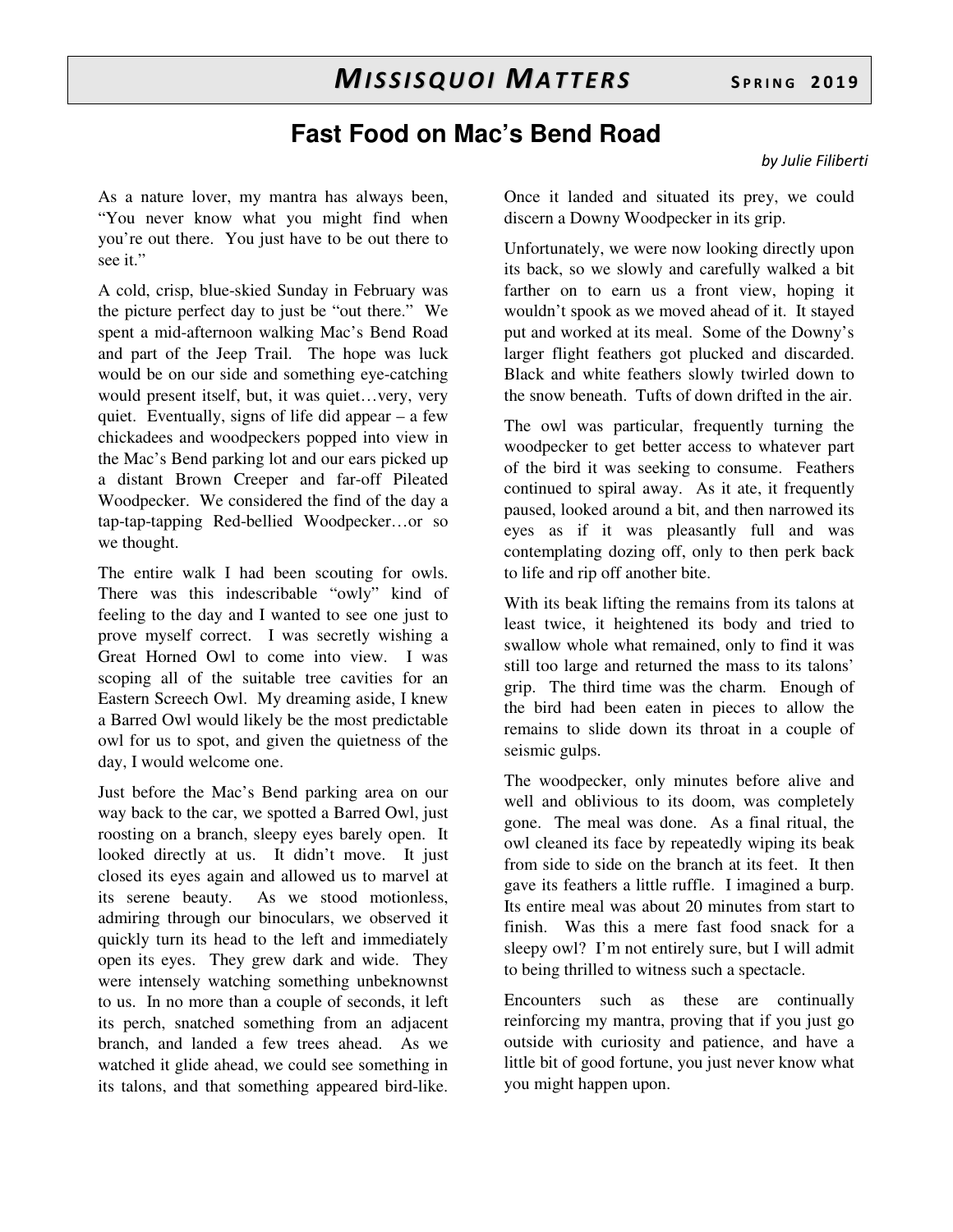# Fast Food on Mac's Bend Road

*by Julie Filiberti*

As a nature lover, my mantra has always been, "You never know what you might find when you're out there. You just have to be out there to see it."

A cold, crisp, blue-skied Sunday in February was the picture perfect day to just be "out there." We spent a mid-afternoon walking Mac's Bend Road and part of the Jeep Trail. The hope was luck would be on our side and something eye-catching would present itself, but, it was quiet…very, very quiet. Eventually, signs of life did appear – a few chickadees and woodpeckers popped into view in the Mac's Bend parking lot and our ears picked up a distant Brown Creeper and far-off Pileated Woodpecker. We considered the find of the day a tap-tap-tapping Red-bellied Woodpecker…or so we thought.

The entire walk I had been scouting for owls. There was this indescribable "owly" kind of feeling to the day and I wanted to see one just to prove myself correct. I was secretly wishing a Great Horned Owl to come into view. I was scoping all of the suitable tree cavities for an Eastern Screech Owl. My dreaming aside, I knew a Barred Owl would likely be the most predictable owl for us to spot, and given the quietness of the day, I would welcome one.

Just before the Mac's Bend parking area on our way back to the car, we spotted a Barred Owl, just roosting on a branch, sleepy eyes barely open. It looked directly at us. It didn't move. It just closed its eyes again and allowed us to marvel at its serene beauty. As we stood motionless, admiring through our binoculars, we observed it quickly turn its head to the left and immediately open its eyes. They grew dark and wide. They were intensely watching something unbeknownst to us. In no more than a couple of seconds, it left its perch, snatched something from an adjacent branch, and landed a few trees ahead. As we watched it glide ahead, we could see something in its talons, and that something appeared bird-like. Once it landed and situated its prey, we could discern a Downy Woodpecker in its grip.

Unfortunately, we were now looking directly upon its back, so we slowly and carefully walked a bit farther on to earn us a front view, hoping it wouldn't spook as we moved ahead of it. It stayed put and worked at its meal. Some of the Downy's larger flight feathers got plucked and discarded. Black and white feathers slowly twirled down to the snow beneath. Tufts of down drifted in the air.

The owl was particular, frequently turning the woodpecker to get better access to whatever part of the bird it was seeking to consume. Feathers continued to spiral away. As it ate, it frequently paused, looked around a bit, and then narrowed its eyes as if it was pleasantly full and was contemplating dozing off, only to then perk back to life and rip off another bite.

With its beak lifting the remains from its talons at least twice, it heightened its body and tried to swallow whole what remained, only to find it was still too large and returned the mass to its talons' grip. The third time was the charm. Enough of the bird had been eaten in pieces to allow the remains to slide down its throat in a couple of seismic gulps.

The woodpecker, only minutes before alive and well and oblivious to its doom, was completely gone. The meal was done. As a final ritual, the owl cleaned its face by repeatedly wiping its beak from side to side on the branch at its feet. It then gave its feathers a little ruffle. I imagined a burp. Its entire meal was about 20 minutes from start to finish. Was this a mere fast food snack for a sleepy owl? I'm not entirely sure, but I will admit to being thrilled to witness such a spectacle.

Encounters such as these are continually reinforcing my mantra, proving that if you just go outside with curiosity and patience, and have a little bit of good fortune, you just never know what you might happen upon.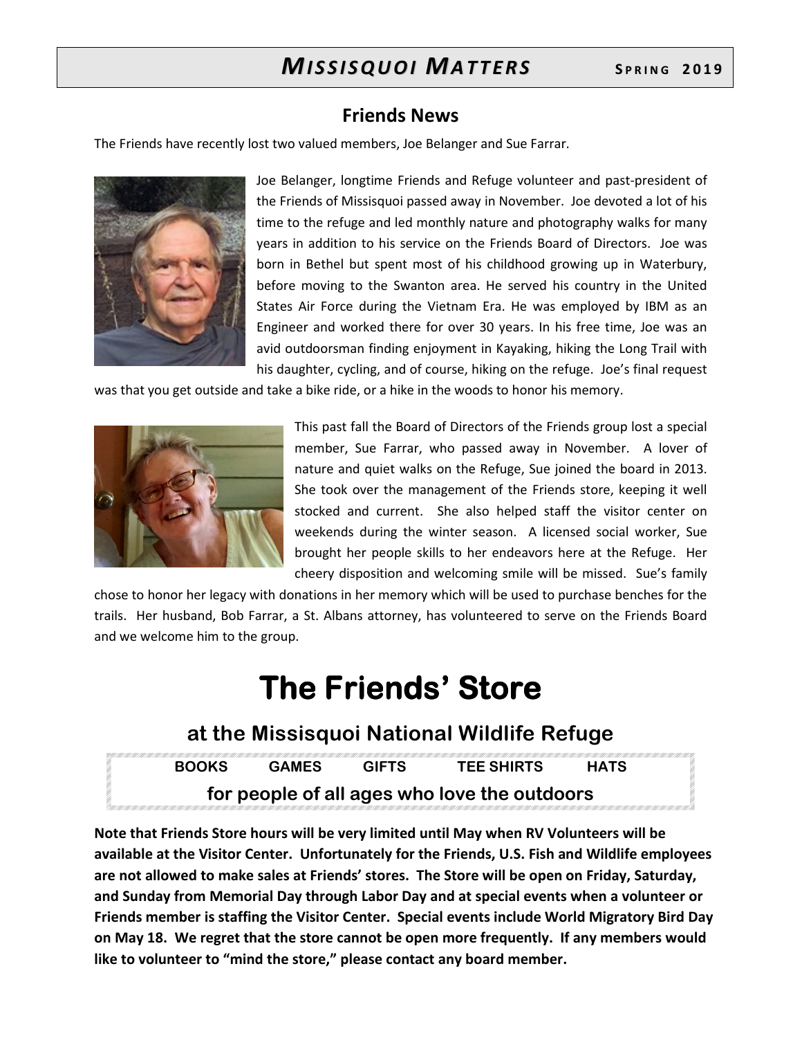## Friends News

The Friends have recently lost two valued members, Joe Belanger and Sue Farrar.

Joe Belanger, longtime Friends and Refuge volunteer and past-president of the Friends of Missisquoi passed away in November. Joe devoted a lot of his time to the refuge and led monthly nature and photography walks for many years in addition to his service on the Friends Board of Directors. Joe was born in Bethel but spent most of his childhood growing up in Waterbury, before moving to the Swanton area. He served his country in the United States Air Force during the Vietnam Era. He was employed by IBM as an Engineer and worked there for over 30 years. In his free time, Joe was an avid outdoorsman finding enjoyment in Kayaking, hiking the Long Trail with his daughter, cycling, and of course, hiking on the refuge. Joe's final request was that you get outside and take a bike ride, or a hike in the woods to honor his memory.

This past fall the Board of Directors of the Friends group lost a special member, Sue Farrar, who passed away in November. A lover of nature and quiet walks on the Refuge, Sue joined the board in 2013. She took over the management of the Friends store, keeping it well stocked and current. She also helped staff the visitor center on weekends during the winter season. A licensed social worker, Sue brought her people skills to her endeavors here at the Refuge. Her cheery disposition and welcoming smile will be missed. Sue's family chose to honor her legacy with donations in her memory which will be used to purchase benches for the trails. Her husband, Bob Farrar, a St. Albans attorney, has volunteered to serve on the Friends Board and we welcome him to the group.

# The Friends' Store

## at the Missisquoi National Wildlife Refuge

**BOOKS GAMES GIFTS TEE SHIRTS HATS**

**for people of all ages who love the outdoors**

**Note that Friends Store hours will be very limited until May when RV Volunteers will be available at the Visitor Center. Unfortunately for the Friends, U.S. Fish and Wildlife employees are not allowed to make sales at Friends' stores. The Store will be open on Friday, Saturday, and Sunday from Memorial Day through Labor Day and at special events when a volunteer or Friends member is staffing the Visitor Center. Special events include World Migratory Bird Day on May 18. We regret that the store cannot be open more frequently. If any members would like to volunteer to "mind the store," please contact any board member.**